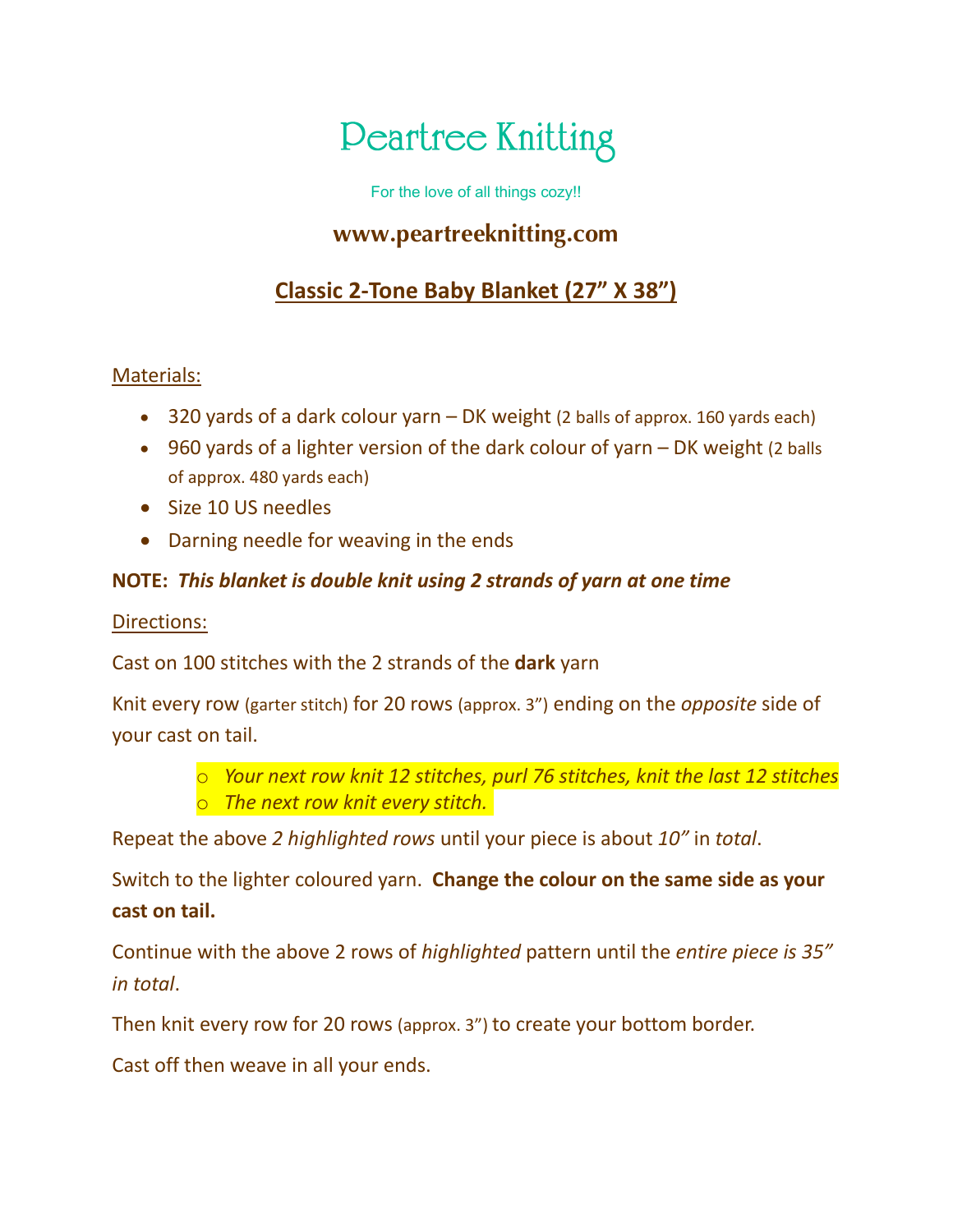# Peartree Knitting

For the love of all things cozy!!

## www.peartreeknitting.com

## Classic 2-Tone Baby Blanket (27" X 38")

Materials:

- 320 yards of a dark colour yarn – DK weight (2 balls of approx. 160 yards each)
- 960 yards of a lighter version of the dark colour of yarn – DK weight (2 balls of approx. 480 yards each)
- Size 10 US needles
- Darning needle for weaving in the ends

**NOTE:** ***This blanket is double knit using 2 strands of yarn at one time***

Directions:

Cast on 100 stitches with the 2 strands of the **dark** yarn

Knit every row (garter stitch) for 20 rows (approx. 3") ending on the *opposite* side of your cast on tail.

- *Your next row knit 12 stitches, purl 76 stitches, knit the last 12 stitches*
- *The next row knit every stitch.*

Repeat the above *2 highlighted rows* until your piece is about *10"* in *total*.

Switch to the lighter coloured yarn. **Change the colour on the same side as your cast on tail.**

Continue with the above 2 rows of *highlighted* pattern until the *entire piece is 35" in total*.

Then knit every row for 20 rows (approx. 3") to create your bottom border.

Cast off then weave in all your ends.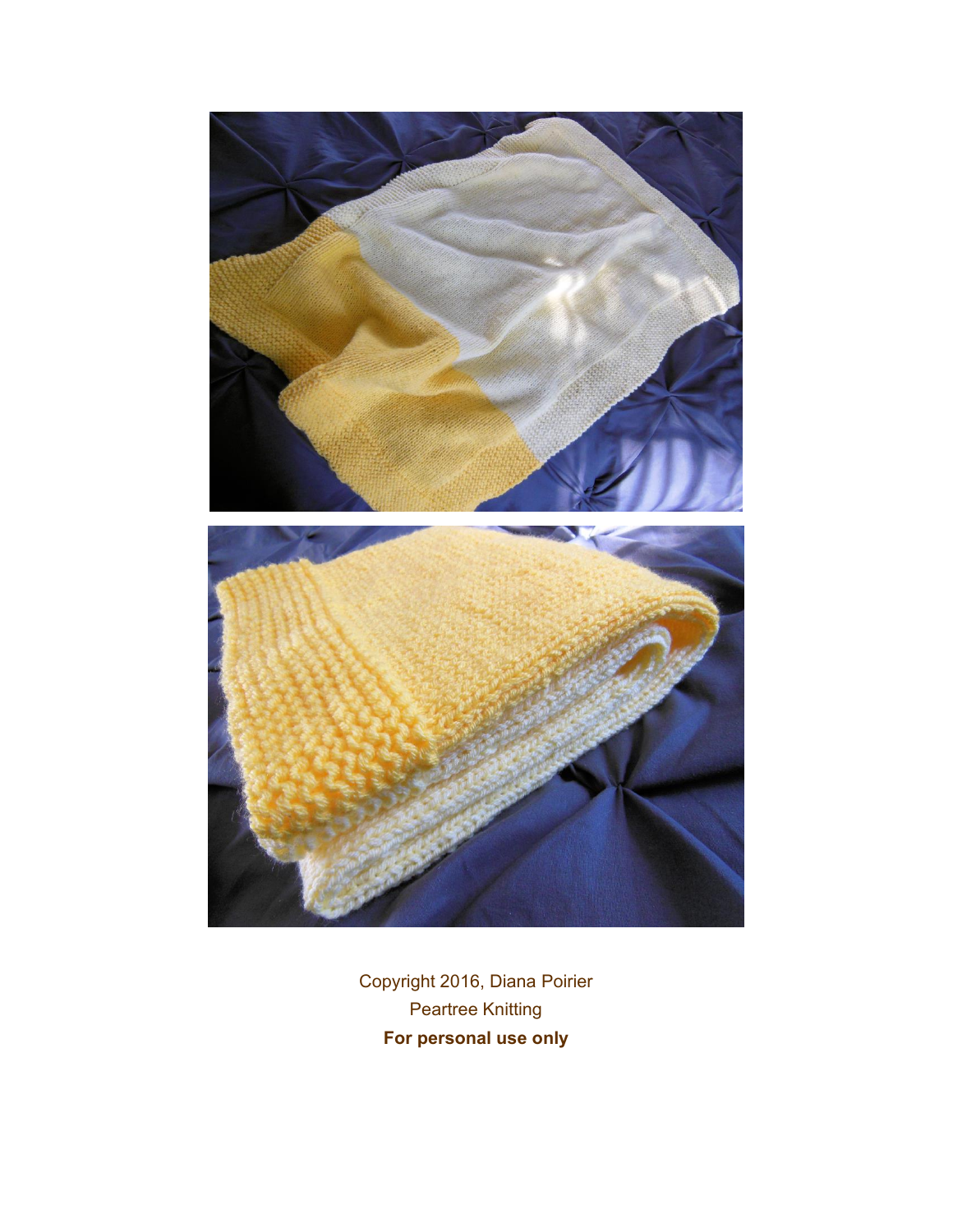Copyright 2016, Diana Poirier

Peartree Knitting

**For personal use only**